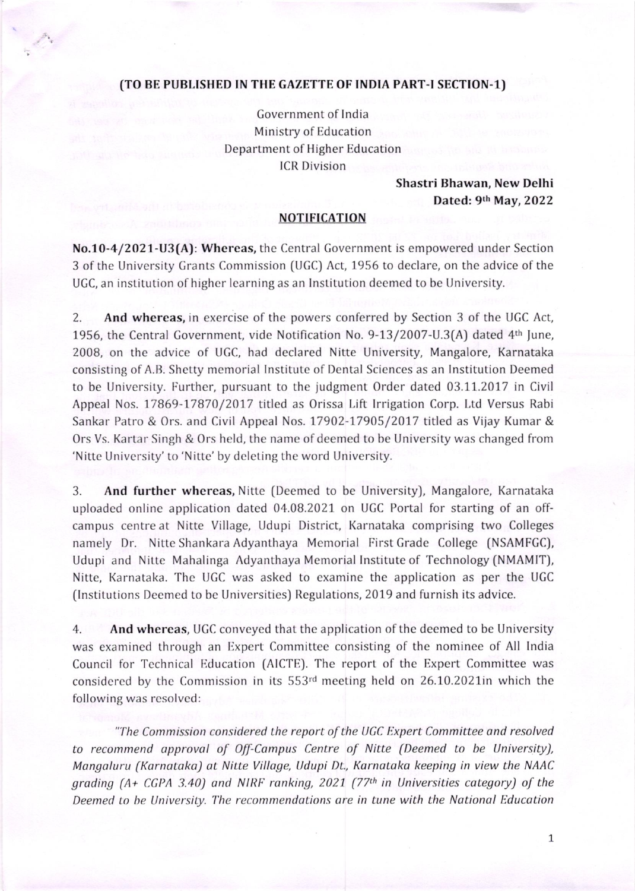**(TO BE PUBLISHED IN THE GAZETTE OF INDIA PART-I SECTION-1)**

Government of India
Ministry of Education
Department of Higher Education
ICR Division

**Shastri Bhawan, New Delhi**
**Dated: 9th May, 2022**

## NOTIFICATION

**No.10-4/2021-U3(A): Whereas,** the Central Government is empowered under Section 3 of the University Grants Commission (UGC) Act, 1956 to declare, on the advice of the UGC, an institution of higher learning as an Institution deemed to be University.

2. **And whereas,** in exercise of the powers conferred by Section 3 of the UGC Act, 1956, the Central Government, vide Notification No. 9-13/2007-U.3(A) dated 4th June, 2008, on the advice of UGC, had declared Nitte University, Mangalore, Karnataka consisting of A.B. Shetty memorial Institute of Dental Sciences as an Institution Deemed to be University. Further, pursuant to the judgment Order dated 03.11.2017 in Civil Appeal Nos. 17869-17870/2017 titled as Orissa Lift Irrigation Corp. Ltd Versus Rabi Sankar Patro & Ors. and Civil Appeal Nos. 17902-17905/2017 titled as Vijay Kumar & Ors Vs. Kartar Singh & Ors held, the name of deemed to be University was changed from 'Nitte University' to 'Nitte' by deleting the word University.

3. **And further whereas,** Nitte (Deemed to be University), Mangalore, Karnataka uploaded online application dated 04.08.2021 on UGC Portal for starting of an off-campus centre at Nitte Village, Udupi District, Karnataka comprising two Colleges namely Dr. Nitte Shankara Adyanthaya Memorial First Grade College (NSAMFGC), Udupi and Nitte Mahalinga Adyanthaya Memorial Institute of Technology (NMAMIT), Nitte, Karnataka. The UGC was asked to examine the application as per the UGC (Institutions Deemed to be Universities) Regulations, 2019 and furnish its advice.

4. **And whereas,** UGC conveyed that the application of the deemed to be University was examined through an Expert Committee consisting of the nominee of All India Council for Technical Education (AICTE). The report of the Expert Committee was considered by the Commission in its 553rd meeting held on 26.10.2021in which the following was resolved:

*"The Commission considered the report of the UGC Expert Committee and resolved to recommend approval of Off-Campus Centre of Nitte (Deemed to be University), Mangaluru (Karnataka) at Nitte Village, Udupi Dt., Karnataka keeping in view the NAAC grading (A+ CGPA 3.40) and NIRF ranking, 2021 (77th in Universities category) of the Deemed to be University. The recommendations are in tune with the National Education*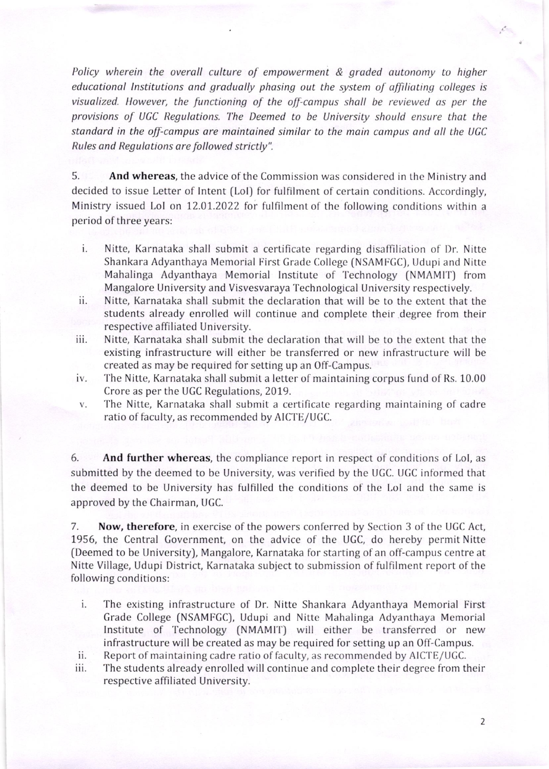*Policy wherein the overall culture of empowerment & graded autonomy to higher educational Institutions and gradually phasing out the system of affiliating colleges is visualized. However, the functioning of the off-campus shall be reviewed as per the provisions of UGC Regulations. The Deemed to be University should ensure that the standard in the off-campus are maintained similar to the main campus and all the UGC Rules and Regulations are followed strictly".*

5. **And whereas**, the advice of the Commission was considered in the Ministry and decided to issue Letter of Intent (LoI) for fulfilment of certain conditions. Accordingly, Ministry issued LoI on 12.01.2022 for fulfilment of the following conditions within a period of three years:

   i. Nitte, Karnataka shall submit a certificate regarding disaffiliation of Dr. Nitte Shankara Adyanthaya Memorial First Grade College (NSAMFGC), Udupi and Nitte Mahalinga Adyanthaya Memorial Institute of Technology (NMAMIT) from Mangalore University and Visvesvaraya Technological University respectively.
   ii. Nitte, Karnataka shall submit the declaration that will be to the extent that the students already enrolled will continue and complete their degree from their respective affiliated University.
   iii. Nitte, Karnataka shall submit the declaration that will be to the extent that the existing infrastructure will either be transferred or new infrastructure will be created as may be required for setting up an Off-Campus.
   iv. The Nitte, Karnataka shall submit a letter of maintaining corpus fund of Rs. 10.00 Crore as per the UGC Regulations, 2019.
   v. The Nitte, Karnataka shall submit a certificate regarding maintaining of cadre ratio of faculty, as recommended by AICTE/UGC.

6. **And further whereas**, the compliance report in respect of conditions of LoI, as submitted by the deemed to be University, was verified by the UGC. UGC informed that the deemed to be University has fulfilled the conditions of the LoI and the same is approved by the Chairman, UGC.

7. **Now, therefore**, in exercise of the powers conferred by Section 3 of the UGC Act, 1956, the Central Government, on the advice of the UGC, do hereby permit Nitte (Deemed to be University), Mangalore, Karnataka for starting of an off-campus centre at Nitte Village, Udupi District, Karnataka subject to submission of fulfilment report of the following conditions:

   i. The existing infrastructure of Dr. Nitte Shankara Adyanthaya Memorial First Grade College (NSAMFGC), Udupi and Nitte Mahalinga Adyanthaya Memorial Institute of Technology (NMAMIT) will either be transferred or new infrastructure will be created as may be required for setting up an Off-Campus.
   ii. Report of maintaining cadre ratio of faculty, as recommended by AICTE/UGC.
   iii. The students already enrolled will continue and complete their degree from their respective affiliated University.